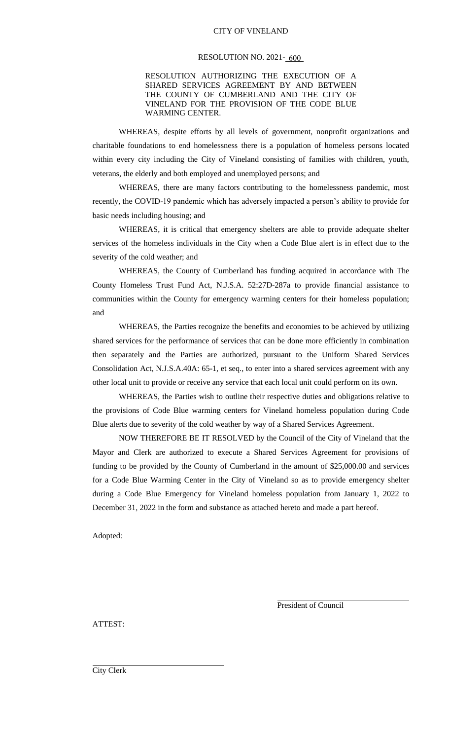CITY OF VINELAND

RESOLUTION NO. 2021- 600

RESOLUTION AUTHORIZING THE EXECUTION OF A SHARED SERVICES AGREEMENT BY AND BETWEEN THE COUNTY OF CUMBERLAND AND THE CITY OF VINELAND FOR THE PROVISION OF THE CODE BLUE WARMING CENTER.

WHEREAS, despite efforts by all levels of government, nonprofit organizations and charitable foundations to end homelessness there is a population of homeless persons located within every city including the City of Vineland consisting of families with children, youth, veterans, the elderly and both employed and unemployed persons; and

WHEREAS, there are many factors contributing to the homelessness pandemic, most recently, the COVID-19 pandemic which has adversely impacted a person's ability to provide for basic needs including housing; and

WHEREAS, it is critical that emergency shelters are able to provide adequate shelter services of the homeless individuals in the City when a Code Blue alert is in effect due to the severity of the cold weather; and

WHEREAS, the County of Cumberland has funding acquired in accordance with The County Homeless Trust Fund Act, N.J.S.A. 52:27D-287a to provide financial assistance to communities within the County for emergency warming centers for their homeless population; and

WHEREAS, the Parties recognize the benefits and economies to be achieved by utilizing shared services for the performance of services that can be done more efficiently in combination then separately and the Parties are authorized, pursuant to the Uniform Shared Services Consolidation Act, N.J.S.A.40A: 65-1, et seq., to enter into a shared services agreement with any other local unit to provide or receive any service that each local unit could perform on its own.

WHEREAS, the Parties wish to outline their respective duties and obligations relative to the provisions of Code Blue warming centers for Vineland homeless population during Code Blue alerts due to severity of the cold weather by way of a Shared Services Agreement.

NOW THEREFORE BE IT RESOLVED by the Council of the City of Vineland that the Mayor and Clerk are authorized to execute a Shared Services Agreement for provisions of funding to be provided by the County of Cumberland in the amount of $25,000.00 and services for a Code Blue Warming Center in the City of Vineland so as to provide emergency shelter during a Code Blue Emergency for Vineland homeless population from January 1, 2022 to December 31, 2022 in the form and substance as attached hereto and made a part hereof.

Adopted:

President of Council

ATTEST:

City Clerk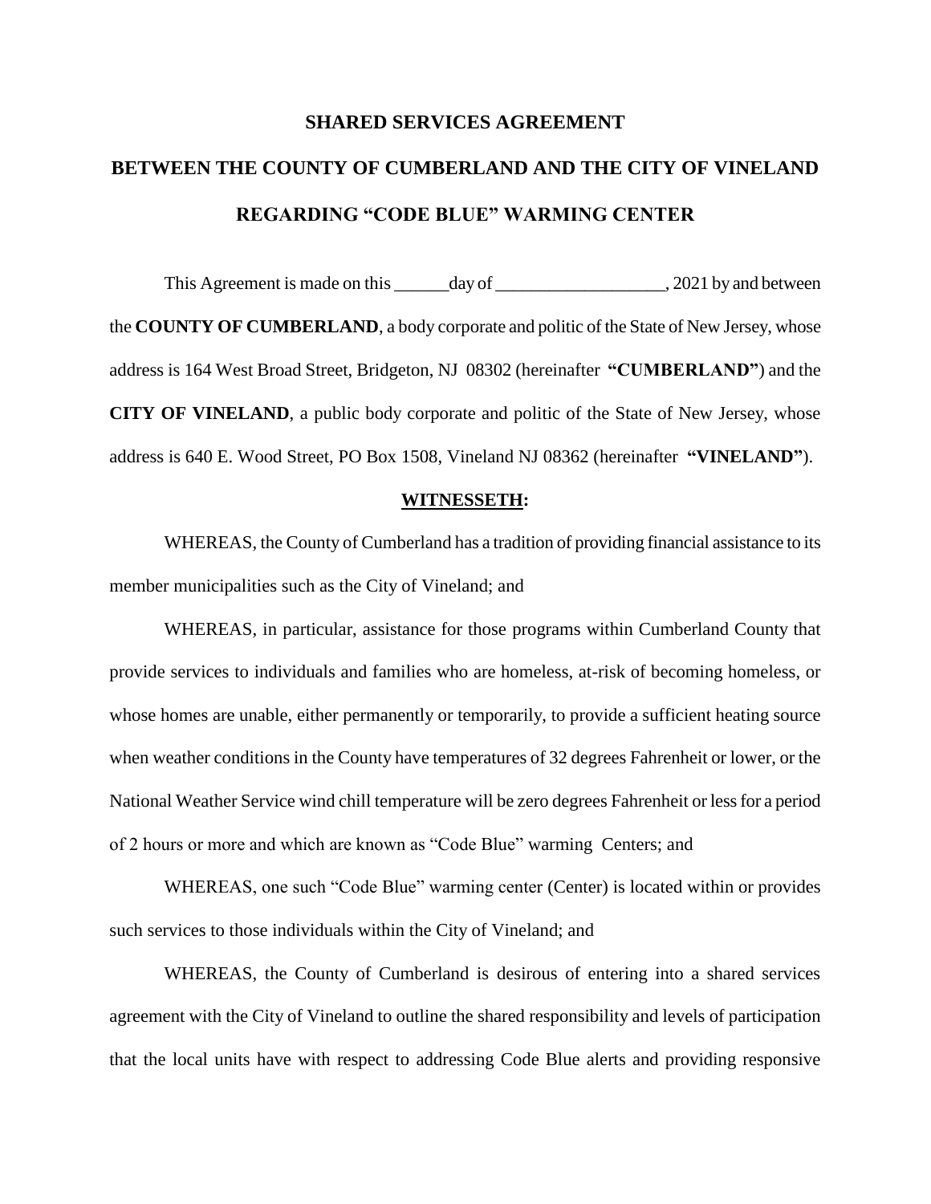**SHARED SERVICES AGREEMENT**

**BETWEEN THE COUNTY OF CUMBERLAND AND THE CITY OF VINELAND**

**REGARDING "CODE BLUE" WARMING CENTER**

This Agreement is made on this ______day of ___________________, 2021 by and between the **COUNTY OF CUMBERLAND**, a body corporate and politic of the State of New Jersey, whose address is 164 West Broad Street, Bridgeton, NJ 08302 (hereinafter **"CUMBERLAND"**) and the **CITY OF VINELAND**, a public body corporate and politic of the State of New Jersey, whose address is 640 E. Wood Street, PO Box 1508, Vineland NJ 08362 (hereinafter **"VINELAND"**).

**WITNESSETH:**

WHEREAS, the County of Cumberland has a tradition of providing financial assistance to its member municipalities such as the City of Vineland; and

WHEREAS, in particular, assistance for those programs within Cumberland County that provide services to individuals and families who are homeless, at-risk of becoming homeless, or whose homes are unable, either permanently or temporarily, to provide a sufficient heating source when weather conditions in the County have temperatures of 32 degrees Fahrenheit or lower, or the National Weather Service wind chill temperature will be zero degrees Fahrenheit or less for a period of 2 hours or more and which are known as "Code Blue" warming Centers; and

WHEREAS, one such "Code Blue" warming center (Center) is located within or provides such services to those individuals within the City of Vineland; and

WHEREAS, the County of Cumberland is desirous of entering into a shared services agreement with the City of Vineland to outline the shared responsibility and levels of participation that the local units have with respect to addressing Code Blue alerts and providing responsive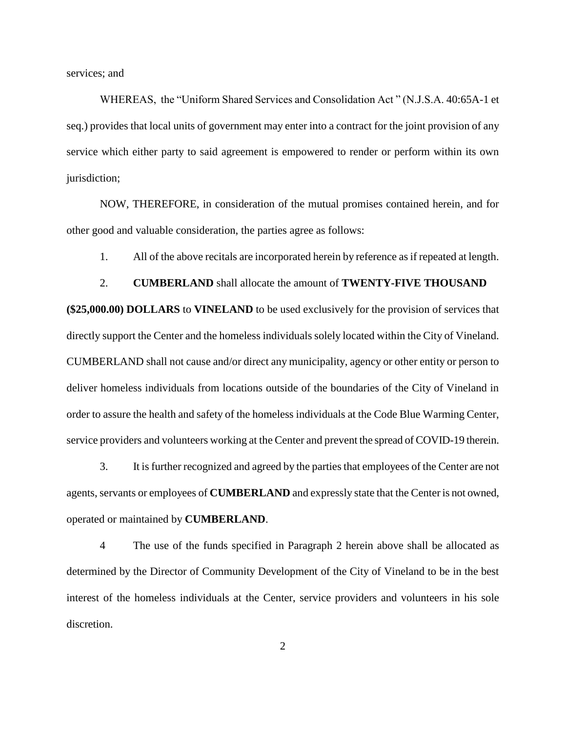services; and

WHEREAS, the "Uniform Shared Services and Consolidation Act " (N.J.S.A. 40:65A-1 et seq.) provides that local units of government may enter into a contract for the joint provision of any service which either party to said agreement is empowered to render or perform within its own jurisdiction;

NOW, THEREFORE, in consideration of the mutual promises contained herein, and for other good and valuable consideration, the parties agree as follows:

1. All of the above recitals are incorporated herein by reference as if repeated at length.

2. **CUMBERLAND** shall allocate the amount of **TWENTY-FIVE THOUSAND (\$25,000.00) DOLLARS** to **VINELAND** to be used exclusively for the provision of services that directly support the Center and the homeless individuals solely located within the City of Vineland. CUMBERLAND shall not cause and/or direct any municipality, agency or other entity or person to deliver homeless individuals from locations outside of the boundaries of the City of Vineland in order to assure the health and safety of the homeless individuals at the Code Blue Warming Center, service providers and volunteers working at the Center and prevent the spread of COVID-19 therein.

3. It is further recognized and agreed by the parties that employees of the Center are not agents, servants or employees of **CUMBERLAND** and expressly state that the Center is not owned, operated or maintained by **CUMBERLAND**.

4 The use of the funds specified in Paragraph 2 herein above shall be allocated as determined by the Director of Community Development of the City of Vineland to be in the best interest of the homeless individuals at the Center, service providers and volunteers in his sole discretion.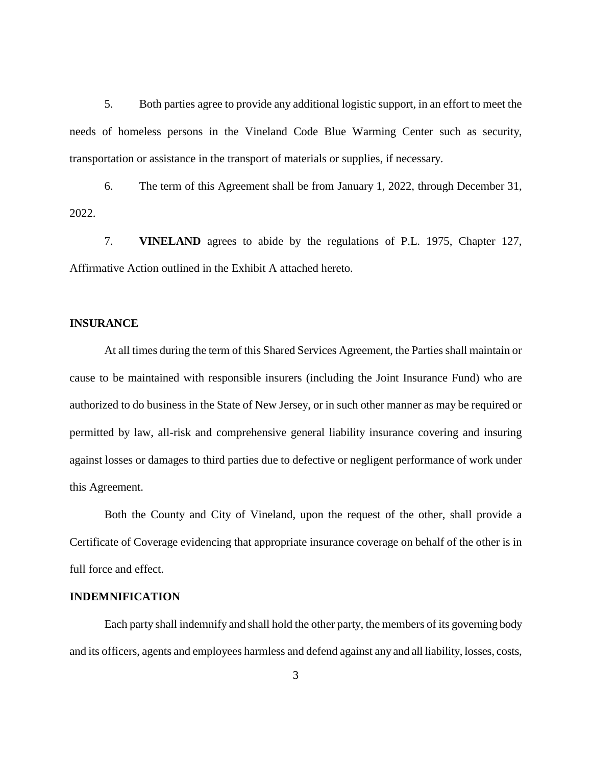5. Both parties agree to provide any additional logistic support, in an effort to meet the needs of homeless persons in the Vineland Code Blue Warming Center such as security, transportation or assistance in the transport of materials or supplies, if necessary.

6. The term of this Agreement shall be from January 1, 2022, through December 31, 2022.

7. **VINELAND** agrees to abide by the regulations of P.L. 1975, Chapter 127, Affirmative Action outlined in the Exhibit A attached hereto.

**INSURANCE**

At all times during the term of this Shared Services Agreement, the Parties shall maintain or cause to be maintained with responsible insurers (including the Joint Insurance Fund) who are authorized to do business in the State of New Jersey, or in such other manner as may be required or permitted by law, all-risk and comprehensive general liability insurance covering and insuring against losses or damages to third parties due to defective or negligent performance of work under this Agreement.

Both the County and City of Vineland, upon the request of the other, shall provide a Certificate of Coverage evidencing that appropriate insurance coverage on behalf of the other is in full force and effect.

**INDEMNIFICATION**

Each party shall indemnify and shall hold the other party, the members of its governing body and its officers, agents and employees harmless and defend against any and all liability, losses, costs,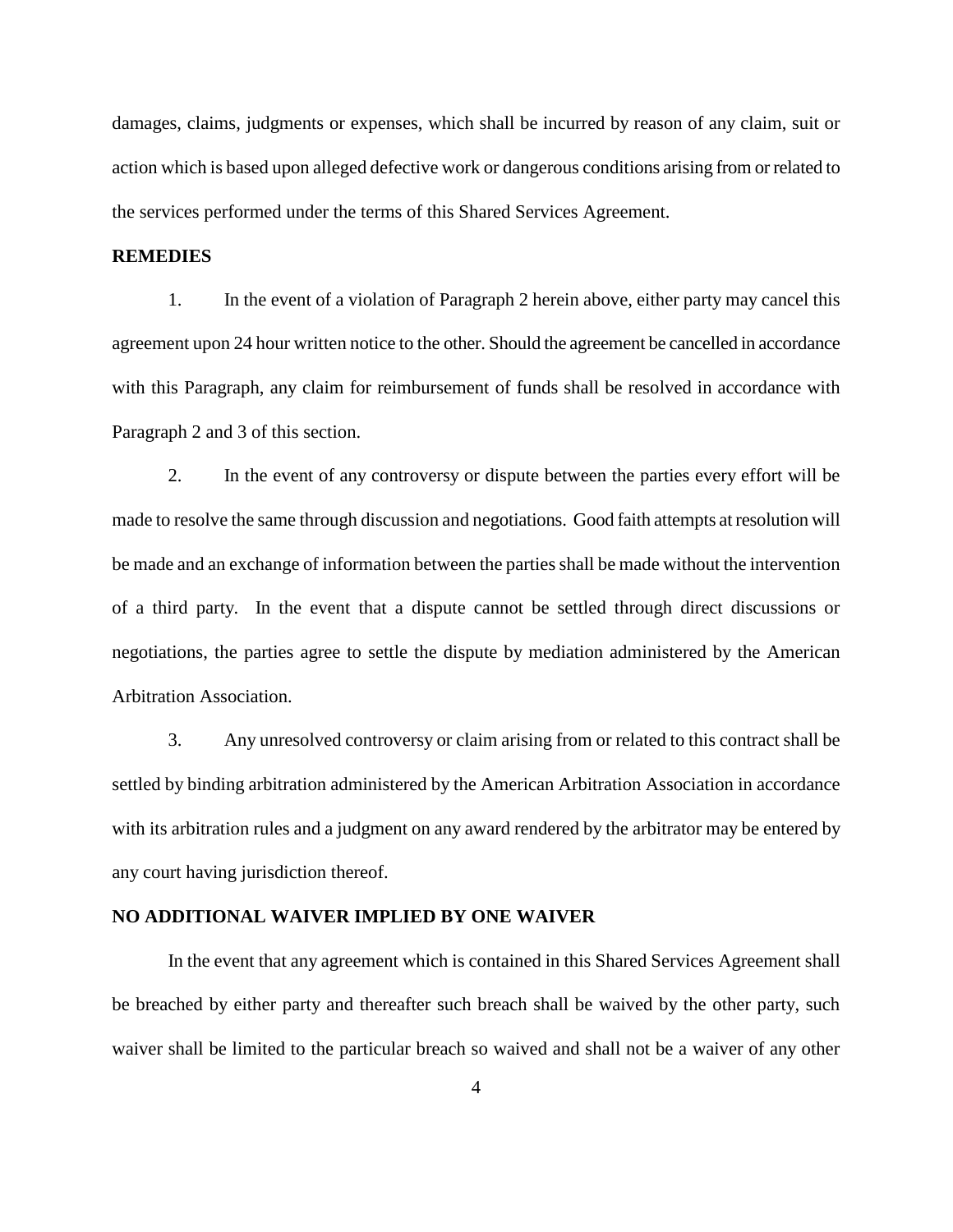damages, claims, judgments or expenses, which shall be incurred by reason of any claim, suit or action which is based upon alleged defective work or dangerous conditions arising from or related to the services performed under the terms of this Shared Services Agreement.

**REMEDIES**

1. In the event of a violation of Paragraph 2 herein above, either party may cancel this agreement upon 24 hour written notice to the other. Should the agreement be cancelled in accordance with this Paragraph, any claim for reimbursement of funds shall be resolved in accordance with Paragraph 2 and 3 of this section.

2. In the event of any controversy or dispute between the parties every effort will be made to resolve the same through discussion and negotiations. Good faith attempts at resolution will be made and an exchange of information between the parties shall be made without the intervention of a third party. In the event that a dispute cannot be settled through direct discussions or negotiations, the parties agree to settle the dispute by mediation administered by the American Arbitration Association.

3. Any unresolved controversy or claim arising from or related to this contract shall be settled by binding arbitration administered by the American Arbitration Association in accordance with its arbitration rules and a judgment on any award rendered by the arbitrator may be entered by any court having jurisdiction thereof.

**NO ADDITIONAL WAIVER IMPLIED BY ONE WAIVER**

In the event that any agreement which is contained in this Shared Services Agreement shall be breached by either party and thereafter such breach shall be waived by the other party, such waiver shall be limited to the particular breach so waived and shall not be a waiver of any other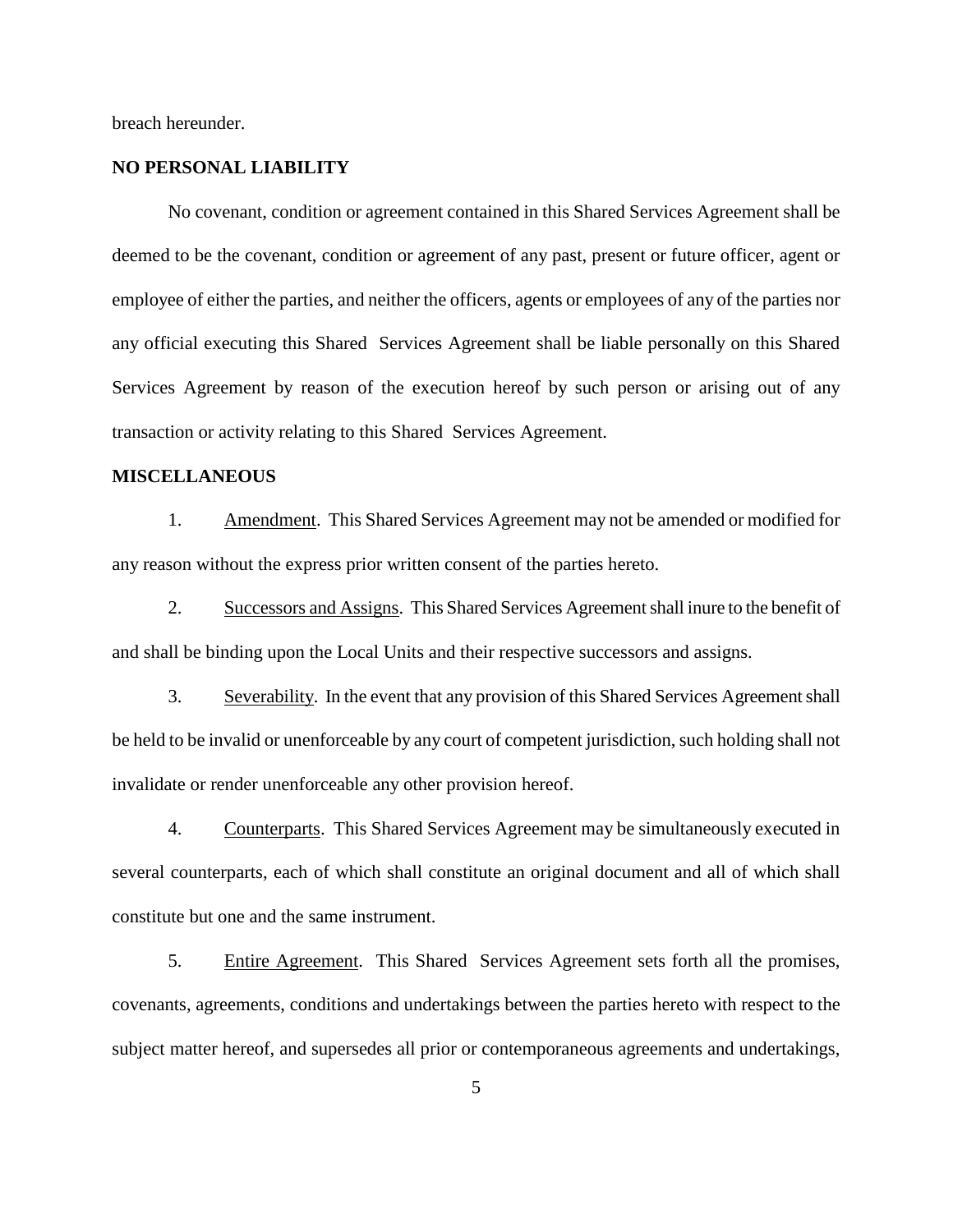breach hereunder.

**NO PERSONAL LIABILITY**

No covenant, condition or agreement contained in this Shared Services Agreement shall be deemed to be the covenant, condition or agreement of any past, present or future officer, agent or employee of either the parties, and neither the officers, agents or employees of any of the parties nor any official executing this Shared Services Agreement shall be liable personally on this Shared Services Agreement by reason of the execution hereof by such person or arising out of any transaction or activity relating to this Shared Services Agreement.

**MISCELLANEOUS**

1. Amendment. This Shared Services Agreement may not be amended or modified for any reason without the express prior written consent of the parties hereto.

2. Successors and Assigns. This Shared Services Agreement shall inure to the benefit of and shall be binding upon the Local Units and their respective successors and assigns.

3. Severability. In the event that any provision of this Shared Services Agreement shall be held to be invalid or unenforceable by any court of competent jurisdiction, such holding shall not invalidate or render unenforceable any other provision hereof.

4. Counterparts. This Shared Services Agreement may be simultaneously executed in several counterparts, each of which shall constitute an original document and all of which shall constitute but one and the same instrument.

5. Entire Agreement. This Shared Services Agreement sets forth all the promises, covenants, agreements, conditions and undertakings between the parties hereto with respect to the subject matter hereof, and supersedes all prior or contemporaneous agreements and undertakings,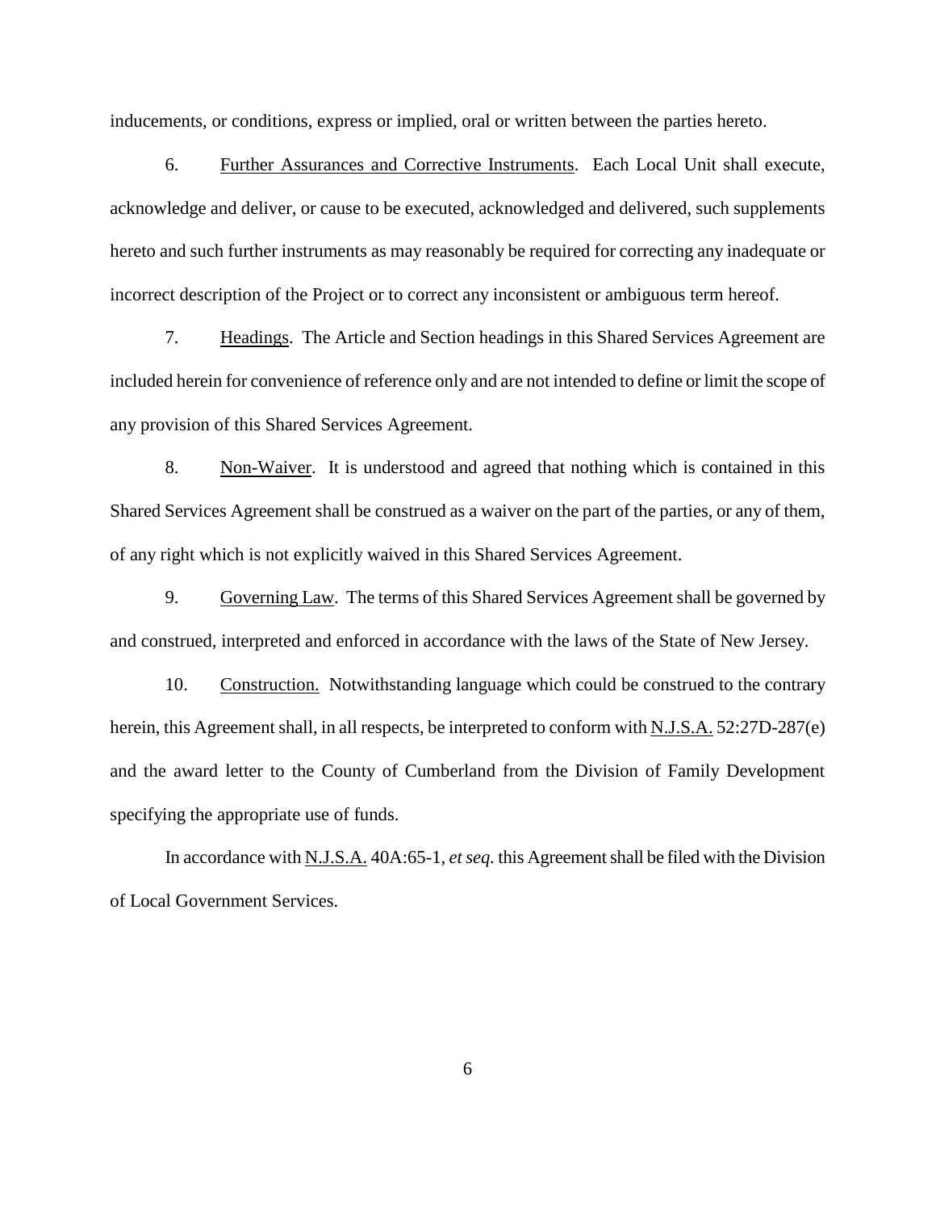inducements, or conditions, express or implied, oral or written between the parties hereto.

6. Further Assurances and Corrective Instruments. Each Local Unit shall execute, acknowledge and deliver, or cause to be executed, acknowledged and delivered, such supplements hereto and such further instruments as may reasonably be required for correcting any inadequate or incorrect description of the Project or to correct any inconsistent or ambiguous term hereof.

7. Headings. The Article and Section headings in this Shared Services Agreement are included herein for convenience of reference only and are not intended to define or limit the scope of any provision of this Shared Services Agreement.

8. Non-Waiver. It is understood and agreed that nothing which is contained in this Shared Services Agreement shall be construed as a waiver on the part of the parties, or any of them, of any right which is not explicitly waived in this Shared Services Agreement.

9. Governing Law. The terms of this Shared Services Agreement shall be governed by and construed, interpreted and enforced in accordance with the laws of the State of New Jersey.

10. Construction. Notwithstanding language which could be construed to the contrary herein, this Agreement shall, in all respects, be interpreted to conform with N.J.S.A. 52:27D-287(e) and the award letter to the County of Cumberland from the Division of Family Development specifying the appropriate use of funds.

In accordance with N.J.S.A. 40A:65-1, *et seq.* this Agreement shall be filed with the Division of Local Government Services.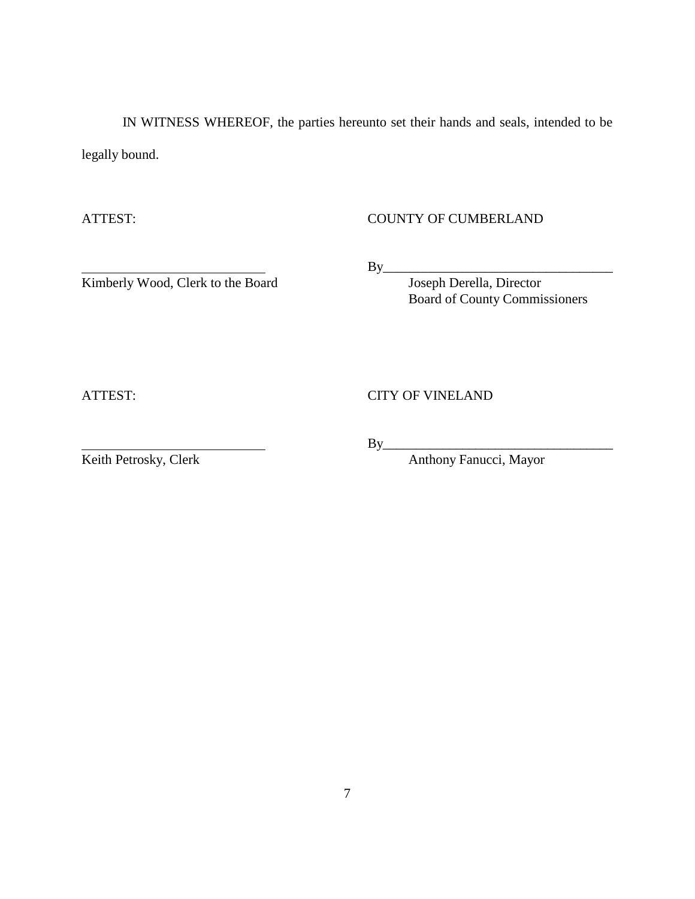IN WITNESS WHEREOF, the parties hereunto set their hands and seals, intended to be legally bound.

| | |
|---|---|
| ATTEST: | COUNTY OF CUMBERLAND |
| ___________________________ | By__________________________________ |
| Kimberly Wood, Clerk to the Board | Joseph Derella, Director<br>Board of County Commissioners |
| | |
| ATTEST: | CITY OF VINELAND |
| ___________________________ | By__________________________________ |
| Keith Petrosky, Clerk | Anthony Fanucci, Mayor |